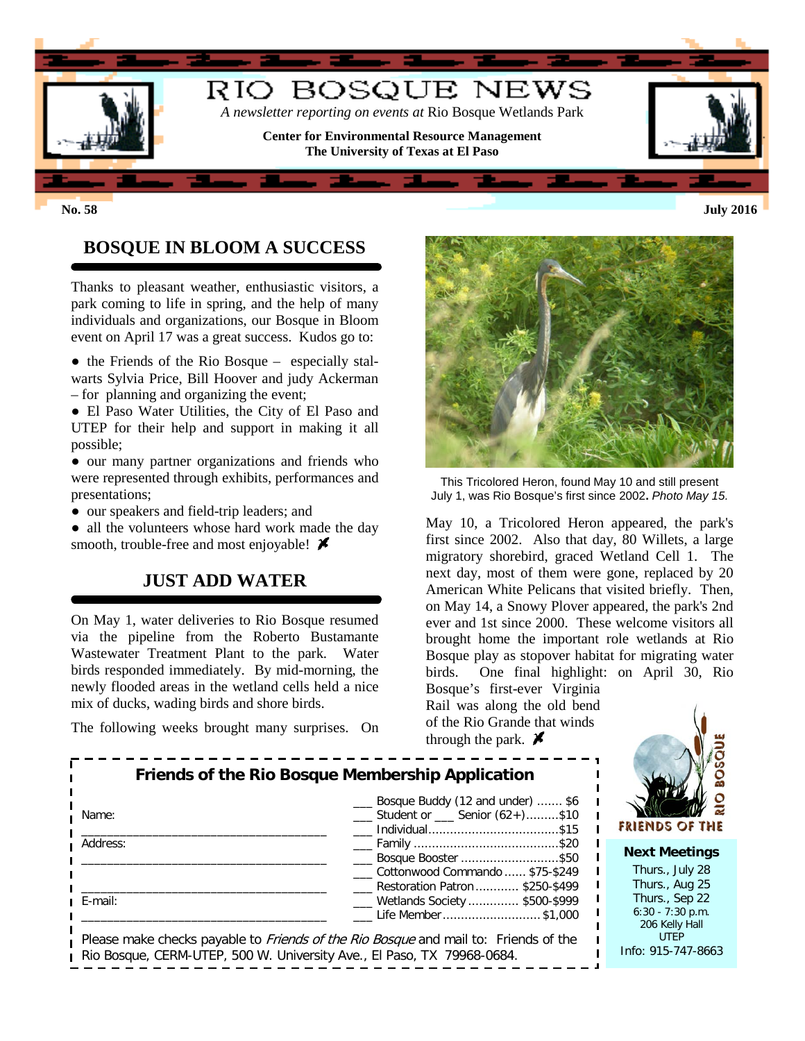# RIO BOSQUE NEWS

*A newsletter reporting on events at* Rio Bosque Wetlands Park

**Center for Environmental Resource Management**
**The University of Texas at El Paso**

**No. 58** **July 2016**

## BOSQUE IN BLOOM A SUCCESS

Thanks to pleasant weather, enthusiastic visitors, a park coming to life in spring, and the help of many individuals and organizations, our Bosque in Bloom event on April 17 was a great success. Kudos go to:

- the Friends of the Rio Bosque – especially stalwarts Sylvia Price, Bill Hoover and judy Ackerman – for planning and organizing the event;
- El Paso Water Utilities, the City of El Paso and UTEP for their help and support in making it all possible;
- our many partner organizations and friends who were represented through exhibits, performances and presentations;
- our speakers and field-trip leaders; and
- all the volunteers whose hard work made the day smooth, trouble-free and most enjoyable!

## JUST ADD WATER

On May 1, water deliveries to Rio Bosque resumed via the pipeline from the Roberto Bustamante Wastewater Treatment Plant to the park. Water birds responded immediately. By mid-morning, the newly flooded areas in the wetland cells held a nice mix of ducks, wading birds and shore birds.

The following weeks brought many surprises. On May 10, a Tricolored Heron appeared, the park's first since 2002. Also that day, 80 Willets, a large migratory shorebird, graced Wetland Cell 1. The next day, most of them were gone, replaced by 20 American White Pelicans that visited briefly. Then, on May 14, a Snowy Plover appeared, the park's 2nd ever and 1st since 2000. These welcome visitors all brought home the important role wetlands at Rio Bosque play as stopover habitat for migrating water birds. One final highlight: on April 30, Rio Bosque's first-ever Virginia Rail was along the old bend of the Rio Grande that winds through the park.

This Tricolored Heron, found May 10 and still present July 1, was Rio Bosque's first since 2002**.** *Photo May 15.*

### Friends of the Rio Bosque Membership Application

Name: ____________________________________

Address: ____________________________________

____________________________________

E-mail: ____________________________________

- ___ Bosque Buddy (12 and under) ....... $6
- ___ Student or ___ Senior (62+).........$10
- ___ Individual....................................$15
- ___ Family ........................................$20
- ___ Bosque Booster ...........................$50
- ___ Cottonwood Commando ...... $75-$249
- ___ Restoration Patron ............ $250-$499
- ___ Wetlands Society .............. $500-$999
- ___ Life Member...........................$1,000

Please make checks payable to *Friends of the Rio Bosque* and mail to: Friends of the Rio Bosque, CERM-UTEP, 500 W. University Ave., El Paso, TX 79968-0684.

FRIENDS OF THE RIO BOSQUE

**Next Meetings**

Thurs., July 28
Thurs., Aug 25
Thurs., Sep 22
6:30 - 7:30 p.m.
206 Kelly Hall
UTEP
Info: 915-747-8663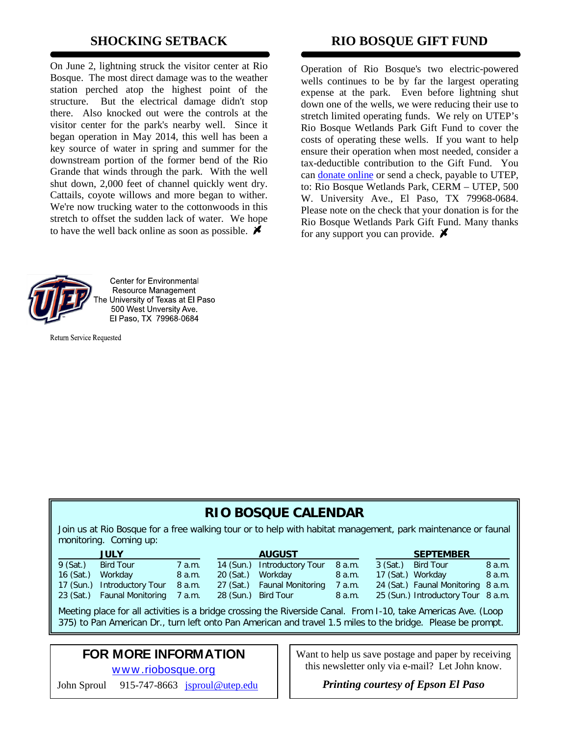## SHOCKING SETBACK

On June 2, lightning struck the visitor center at Rio Bosque. The most direct damage was to the weather station perched atop the highest point of the structure. But the electrical damage didn't stop there. Also knocked out were the controls at the visitor center for the park's nearby well. Since it began operation in May 2014, this well has been a key source of water in spring and summer for the downstream portion of the former bend of the Rio Grande that winds through the park. With the well shut down, 2,000 feet of channel quickly went dry. Cattails, coyote willows and more began to wither. We're now trucking water to the cottonwoods in this stretch to offset the sudden lack of water. We hope to have the well back online as soon as possible.

## RIO BOSQUE GIFT FUND

Operation of Rio Bosque's two electric-powered wells continues to be by far the largest operating expense at the park. Even before lightning shut down one of the wells, we were reducing their use to stretch limited operating funds. We rely on UTEP's Rio Bosque Wetlands Park Gift Fund to cover the costs of operating these wells. If you want to help ensure their operation when most needed, consider a tax-deductible contribution to the Gift Fund. You can donate online or send a check, payable to UTEP, to: Rio Bosque Wetlands Park, CERM – UTEP, 500 W. University Ave., El Paso, TX 79968-0684. Please note on the check that your donation is for the Rio Bosque Wetlands Park Gift Fund. Many thanks for any support you can provide.

Center for Environmental Resource Management
The University of Texas at El Paso
500 West Unversity Ave.
El Paso, TX 79968-0684

Return Service Requested

## RIO BOSQUE CALENDAR

Join us at Rio Bosque for a free walking tour or to help with habitat management, park maintenance or faunal monitoring. Coming up:

| JULY | | | AUGUST | | | SEPTEMBER | | |
|---|---|---|---|---|---|---|---|---|
| 9 (Sat.) | Bird Tour | 7 a.m. | 14 (Sun.) | Introductory Tour | 8 a.m. | 3 (Sat.) | Bird Tour | 8 a.m. |
| 16 (Sat.) | Workday | 8 a.m. | 20 (Sat.) | Workday | 8 a.m. | 17 (Sat.) | Workday | 8 a.m. |
| 17 (Sun.) | Introductory Tour | 8 a.m. | 27 (Sat.) | Faunal Monitoring | 7 a.m. | 24 (Sat.) | Faunal Monitoring | 8 a.m. |
| 23 (Sat.) | Faunal Monitoring | 7 a.m. | 28 (Sun.) | Bird Tour | 8 a.m. | 25 (Sun.) | Introductory Tour | 8 a.m. |

Meeting place for all activities is a bridge crossing the Riverside Canal. From I-10, take Americas Ave. (Loop 375) to Pan American Dr., turn left onto Pan American and travel 1.5 miles to the bridge. Please be prompt.

## FOR MORE INFORMATION

www.riobosque.org

John Sproul 915-747-8663 jsproul@utep.edu

Want to help us save postage and paper by receiving this newsletter only via e-mail? Let John know.

***Printing courtesy of Epson El Paso***